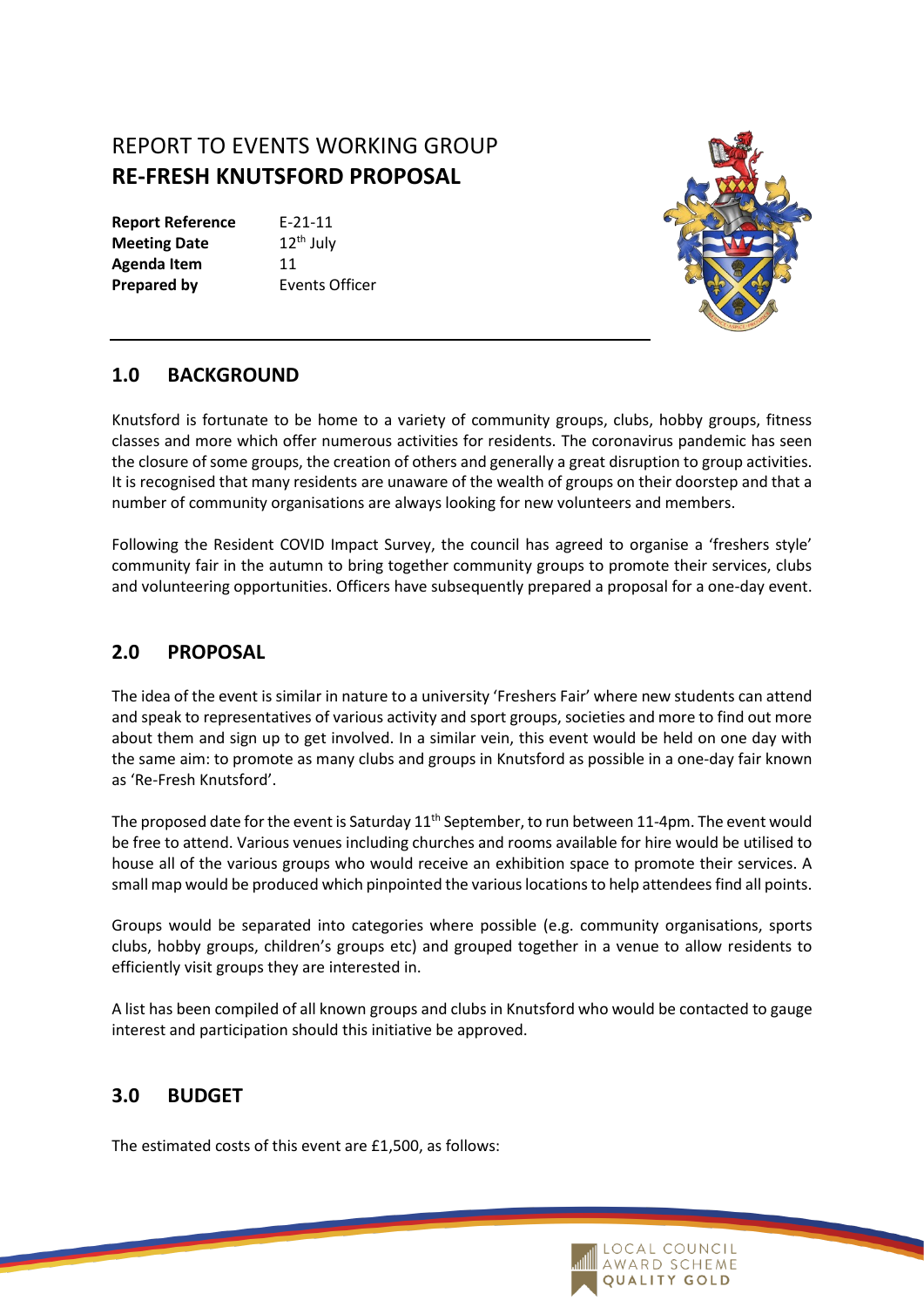# REPORT TO EVENTS WORKING GROUP

## RE-FRESH KNUTSFORD PROPOSAL

**Report Reference** E-21-11
**Meeting Date** 12th July
**Agenda Item** 11
**Prepared by** Events Officer

## 1.0 BACKGROUND

Knutsford is fortunate to be home to a variety of community groups, clubs, hobby groups, fitness classes and more which offer numerous activities for residents. The coronavirus pandemic has seen the closure of some groups, the creation of others and generally a great disruption to group activities. It is recognised that many residents are unaware of the wealth of groups on their doorstep and that a number of community organisations are always looking for new volunteers and members.

Following the Resident COVID Impact Survey, the council has agreed to organise a 'freshers style' community fair in the autumn to bring together community groups to promote their services, clubs and volunteering opportunities. Officers have subsequently prepared a proposal for a one-day event.

## 2.0 PROPOSAL

The idea of the event is similar in nature to a university 'Freshers Fair' where new students can attend and speak to representatives of various activity and sport groups, societies and more to find out more about them and sign up to get involved. In a similar vein, this event would be held on one day with the same aim: to promote as many clubs and groups in Knutsford as possible in a one-day fair known as 'Re-Fresh Knutsford'.

The proposed date for the event is Saturday 11th September, to run between 11-4pm. The event would be free to attend. Various venues including churches and rooms available for hire would be utilised to house all of the various groups who would receive an exhibition space to promote their services. A small map would be produced which pinpointed the various locations to help attendees find all points.

Groups would be separated into categories where possible (e.g. community organisations, sports clubs, hobby groups, children's groups etc) and grouped together in a venue to allow residents to efficiently visit groups they are interested in.

A list has been compiled of all known groups and clubs in Knutsford who would be contacted to gauge interest and participation should this initiative be approved.

## 3.0 BUDGET

The estimated costs of this event are £1,500, as follows: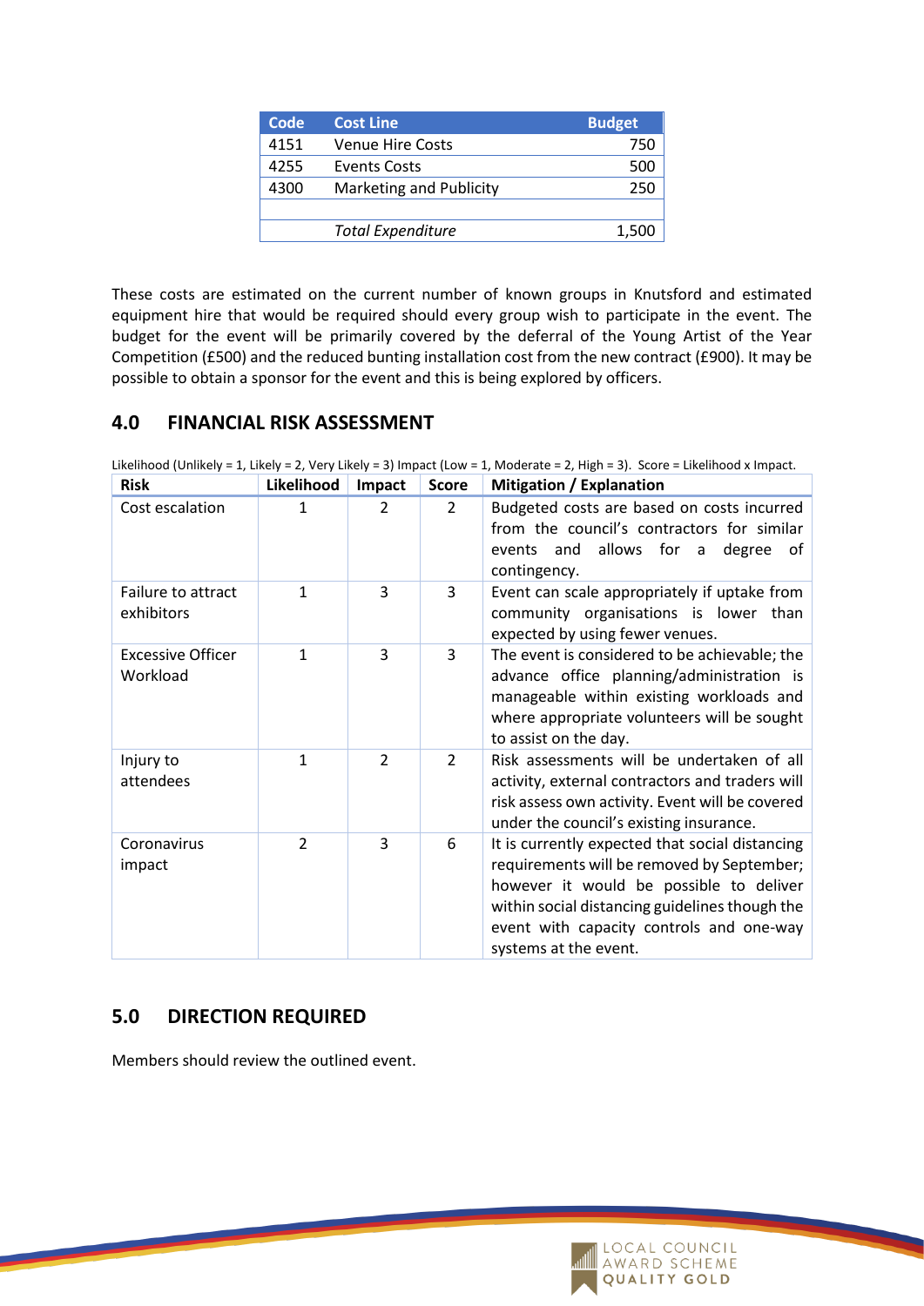| Code | Cost Line | Budget |
|---|---|---|
| 4151 | Venue Hire Costs | 750 |
| 4255 | Events Costs | 500 |
| 4300 | Marketing and Publicity | 250 |
| | | |
| | *Total Expenditure* | 1,500 |

These costs are estimated on the current number of known groups in Knutsford and estimated equipment hire that would be required should every group wish to participate in the event. The budget for the event will be primarily covered by the deferral of the Young Artist of the Year Competition (£500) and the reduced bunting installation cost from the new contract (£900). It may be possible to obtain a sponsor for the event and this is being explored by officers.

## 4.0 FINANCIAL RISK ASSESSMENT

Likelihood (Unlikely = 1, Likely = 2, Very Likely = 3) Impact (Low = 1, Moderate = 2, High = 3). Score = Likelihood x Impact.

| Risk | Likelihood | Impact | Score | Mitigation / Explanation |
|---|---|---|---|---|
| Cost escalation | 1 | 2 | 2 | Budgeted costs are based on costs incurred from the council's contractors for similar events and allows for a degree of contingency. |
| Failure to attract exhibitors | 1 | 3 | 3 | Event can scale appropriately if uptake from community organisations is lower than expected by using fewer venues. |
| Excessive Officer Workload | 1 | 3 | 3 | The event is considered to be achievable; the advance office planning/administration is manageable within existing workloads and where appropriate volunteers will be sought to assist on the day. |
| Injury to attendees | 1 | 2 | 2 | Risk assessments will be undertaken of all activity, external contractors and traders will risk assess own activity. Event will be covered under the council's existing insurance. |
| Coronavirus impact | 2 | 3 | 6 | It is currently expected that social distancing requirements will be removed by September; however it would be possible to deliver within social distancing guidelines though the event with capacity controls and one-way systems at the event. |

## 5.0 DIRECTION REQUIRED

Members should review the outlined event.